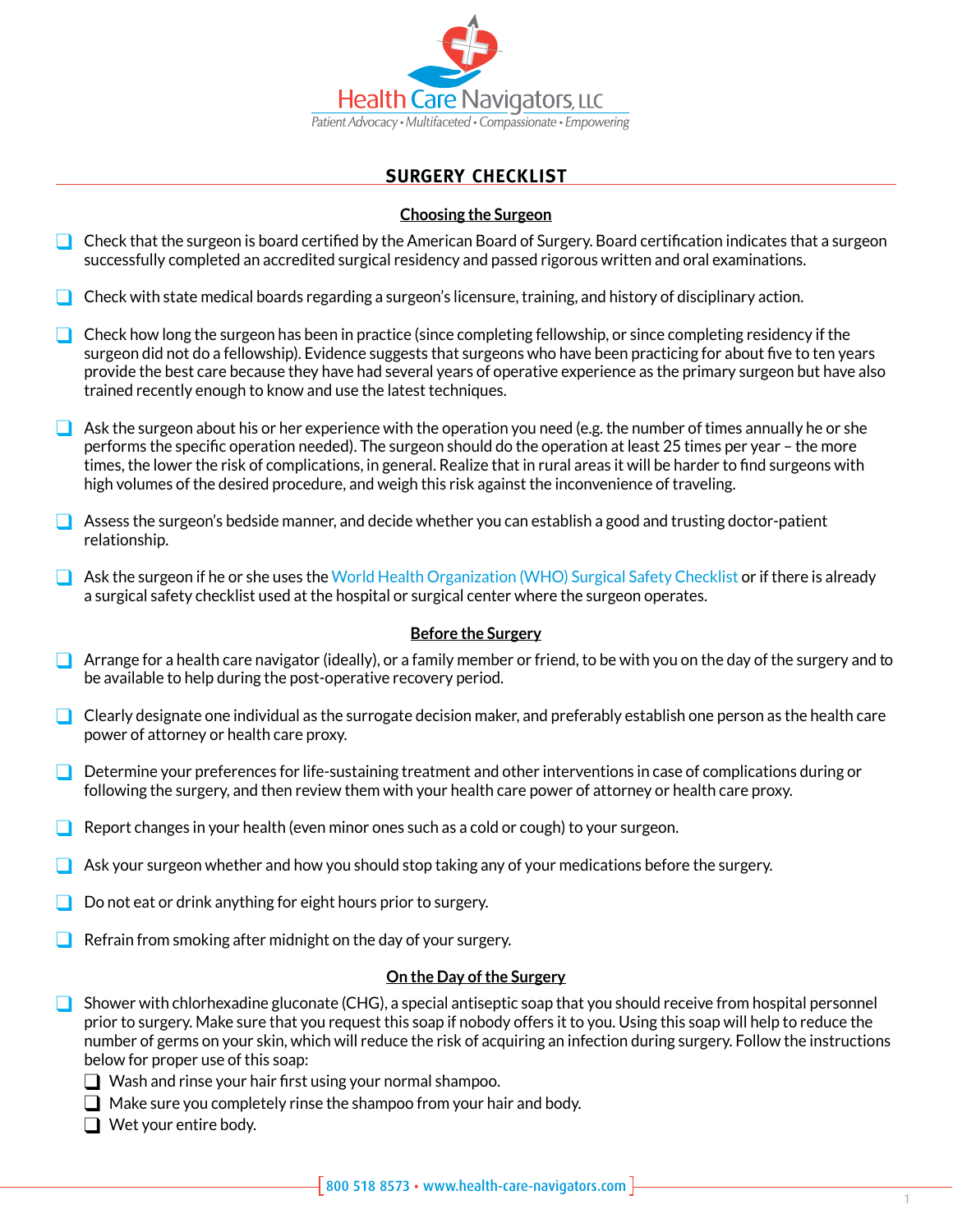Health Care Navigators, LLC

*Patient Advocacy • Multifaceted • Compassionate • Empowering*

# SURGERY CHECKLIST

## Choosing the Surgeon

- ❑ Check that the surgeon is board certified by the American Board of Surgery. Board certification indicates that a surgeon successfully completed an accredited surgical residency and passed rigorous written and oral examinations.
- ❑ Check with state medical boards regarding a surgeon's licensure, training, and history of disciplinary action.
- ❑ Check how long the surgeon has been in practice (since completing fellowship, or since completing residency if the surgeon did not do a fellowship). Evidence suggests that surgeons who have been practicing for about five to ten years provide the best care because they have had several years of operative experience as the primary surgeon but have also trained recently enough to know and use the latest techniques.
- ❑ Ask the surgeon about his or her experience with the operation you need (e.g. the number of times annually he or she performs the specific operation needed). The surgeon should do the operation at least 25 times per year – the more times, the lower the risk of complications, in general. Realize that in rural areas it will be harder to find surgeons with high volumes of the desired procedure, and weigh this risk against the inconvenience of traveling.
- ❑ Assess the surgeon's bedside manner, and decide whether you can establish a good and trusting doctor-patient relationship.
- ❑ Ask the surgeon if he or she uses the World Health Organization (WHO) Surgical Safety Checklist or if there is already a surgical safety checklist used at the hospital or surgical center where the surgeon operates.

## Before the Surgery

- ❑ Arrange for a health care navigator (ideally), or a family member or friend, to be with you on the day of the surgery and to be available to help during the post-operative recovery period.
- ❑ Clearly designate one individual as the surrogate decision maker, and preferably establish one person as the health care power of attorney or health care proxy.
- ❑ Determine your preferences for life-sustaining treatment and other interventions in case of complications during or following the surgery, and then review them with your health care power of attorney or health care proxy.
- ❑ Report changes in your health (even minor ones such as a cold or cough) to your surgeon.
- ❑ Ask your surgeon whether and how you should stop taking any of your medications before the surgery.
- ❑ Do not eat or drink anything for eight hours prior to surgery.
- ❑ Refrain from smoking after midnight on the day of your surgery.

## On the Day of the Surgery

- ❑ Shower with chlorhexadine gluconate (CHG), a special antiseptic soap that you should receive from hospital personnel prior to surgery. Make sure that you request this soap if nobody offers it to you. Using this soap will help to reduce the number of germs on your skin, which will reduce the risk of acquiring an infection during surgery. Follow the instructions below for proper use of this soap:
  - ❑ Wash and rinse your hair first using your normal shampoo.
  - ❑ Make sure you completely rinse the shampoo from your hair and body.
  - ❑ Wet your entire body.

800 518 8573 • www.health-care-navigators.com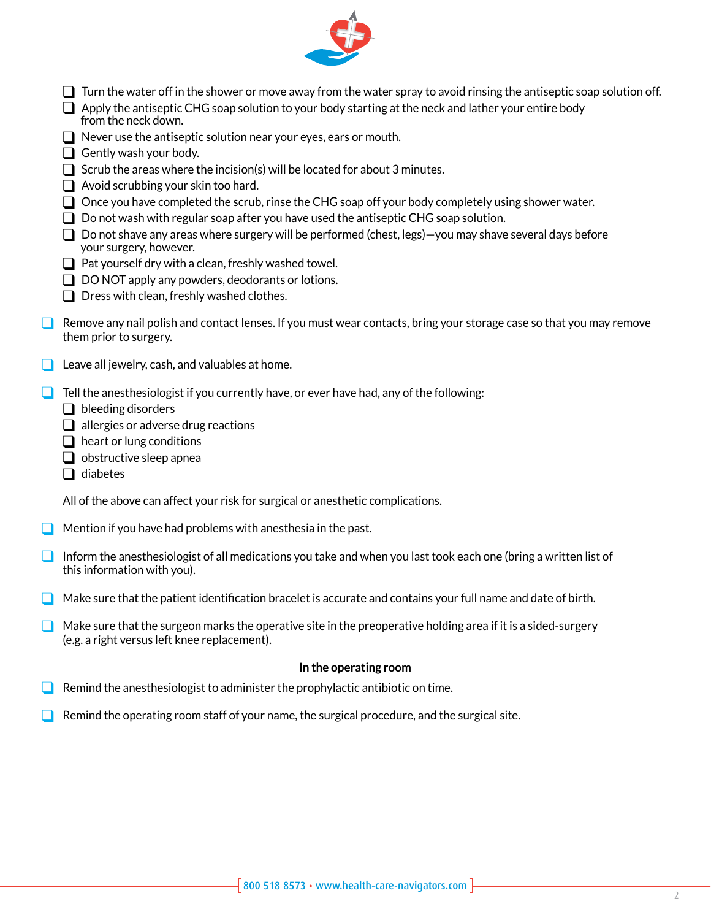- ❑ Turn the water off in the shower or move away from the water spray to avoid rinsing the antiseptic soap solution off.
    - ❑ Apply the antiseptic CHG soap solution to your body starting at the neck and lather your entire body from the neck down.
    - ❑ Never use the antiseptic solution near your eyes, ears or mouth.
    - ❑ Gently wash your body.
    - ❑ Scrub the areas where the incision(s) will be located for about 3 minutes.
    - ❑ Avoid scrubbing your skin too hard.
    - ❑ Once you have completed the scrub, rinse the CHG soap off your body completely using shower water.
    - ❑ Do not wash with regular soap after you have used the antiseptic CHG soap solution.
    - ❑ Do not shave any areas where surgery will be performed (chest, legs)—you may shave several days before your surgery, however.
    - ❑ Pat yourself dry with a clean, freshly washed towel.
    - ❑ DO NOT apply any powders, deodorants or lotions.
    - ❑ Dress with clean, freshly washed clothes.

- ❑ Remove any nail polish and contact lenses. If you must wear contacts, bring your storage case so that you may remove them prior to surgery.

- ❑ Leave all jewelry, cash, and valuables at home.

- ❑ Tell the anesthesiologist if you currently have, or ever have had, any of the following:
    - ❑ bleeding disorders
    - ❑ allergies or adverse drug reactions
    - ❑ heart or lung conditions
    - ❑ obstructive sleep apnea
    - ❑ diabetes

  All of the above can affect your risk for surgical or anesthetic complications.

- ❑ Mention if you have had problems with anesthesia in the past.

- ❑ Inform the anesthesiologist of all medications you take and when you last took each one (bring a written list of this information with you).

- ❑ Make sure that the patient identification bracelet is accurate and contains your full name and date of birth.

- ❑ Make sure that the surgeon marks the operative site in the preoperative holding area if it is a sided-surgery (e.g. a right versus left knee replacement).

**<u>In the operating room</u>**

- ❑ Remind the anesthesiologist to administer the prophylactic antibiotic on time.

- ❑ Remind the operating room staff of your name, the surgical procedure, and the surgical site.

800 518 8573 • www.health-care-navigators.com